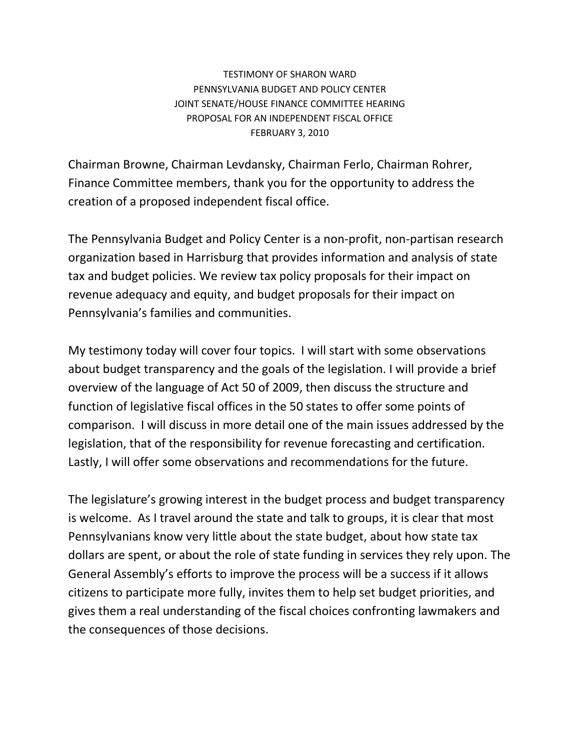TESTIMONY OF SHARON WARD
PENNSYLVANIA BUDGET AND POLICY CENTER
JOINT SENATE/HOUSE FINANCE COMMITTEE HEARING
PROPOSAL FOR AN INDEPENDENT FISCAL OFFICE
FEBRUARY 3, 2010

Chairman Browne, Chairman Levdansky, Chairman Ferlo, Chairman Rohrer, Finance Committee members, thank you for the opportunity to address the creation of a proposed independent fiscal office.

The Pennsylvania Budget and Policy Center is a non-profit, non-partisan research organization based in Harrisburg that provides information and analysis of state tax and budget policies. We review tax policy proposals for their impact on revenue adequacy and equity, and budget proposals for their impact on Pennsylvania's families and communities.

My testimony today will cover four topics. I will start with some observations about budget transparency and the goals of the legislation. I will provide a brief overview of the language of Act 50 of 2009, then discuss the structure and function of legislative fiscal offices in the 50 states to offer some points of comparison. I will discuss in more detail one of the main issues addressed by the legislation, that of the responsibility for revenue forecasting and certification. Lastly, I will offer some observations and recommendations for the future.

The legislature's growing interest in the budget process and budget transparency is welcome. As I travel around the state and talk to groups, it is clear that most Pennsylvanians know very little about the state budget, about how state tax dollars are spent, or about the role of state funding in services they rely upon. The General Assembly's efforts to improve the process will be a success if it allows citizens to participate more fully, invites them to help set budget priorities, and gives them a real understanding of the fiscal choices confronting lawmakers and the consequences of those decisions.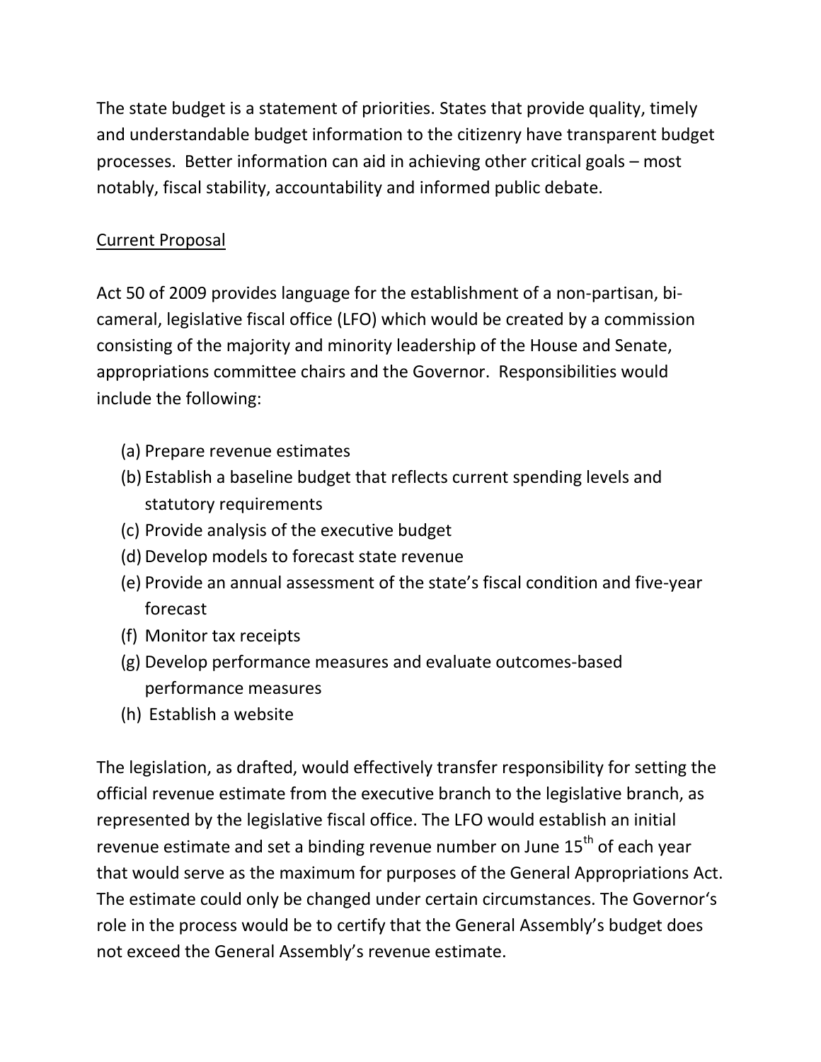The state budget is a statement of priorities. States that provide quality, timely and understandable budget information to the citizenry have transparent budget processes. Better information can aid in achieving other critical goals – most notably, fiscal stability, accountability and informed public debate.

<u>Current Proposal</u>

Act 50 of 2009 provides language for the establishment of a non-partisan, bi-cameral, legislative fiscal office (LFO) which would be created by a commission consisting of the majority and minority leadership of the House and Senate, appropriations committee chairs and the Governor. Responsibilities would include the following:

(a) Prepare revenue estimates
(b) Establish a baseline budget that reflects current spending levels and statutory requirements
(c) Provide analysis of the executive budget
(d) Develop models to forecast state revenue
(e) Provide an annual assessment of the state's fiscal condition and five-year forecast
(f) Monitor tax receipts
(g) Develop performance measures and evaluate outcomes-based performance measures
(h) Establish a website

The legislation, as drafted, would effectively transfer responsibility for setting the official revenue estimate from the executive branch to the legislative branch, as represented by the legislative fiscal office. The LFO would establish an initial revenue estimate and set a binding revenue number on June 15th of each year that would serve as the maximum for purposes of the General Appropriations Act. The estimate could only be changed under certain circumstances. The Governor's role in the process would be to certify that the General Assembly's budget does not exceed the General Assembly's revenue estimate.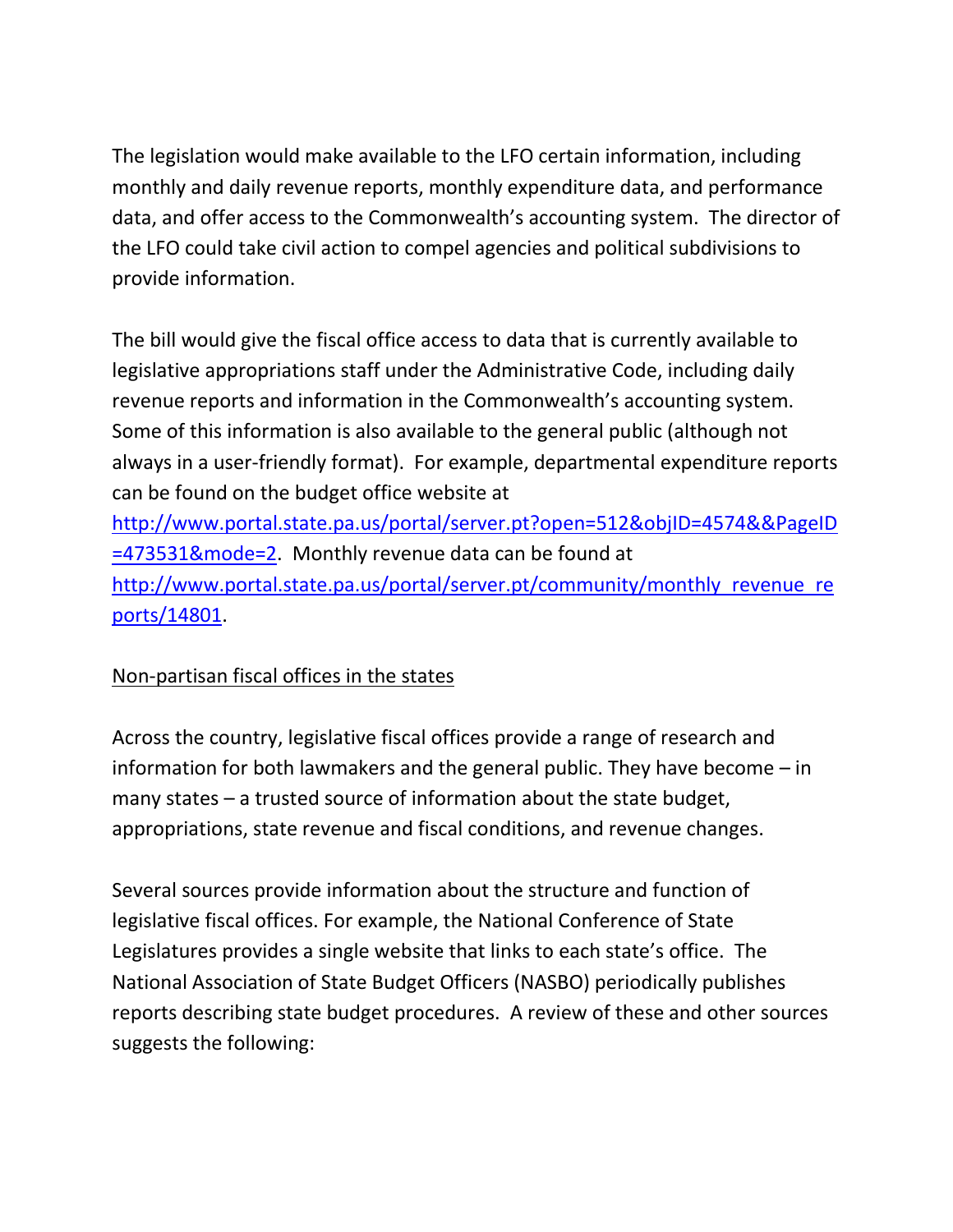The legislation would make available to the LFO certain information, including monthly and daily revenue reports, monthly expenditure data, and performance data, and offer access to the Commonwealth's accounting system. The director of the LFO could take civil action to compel agencies and political subdivisions to provide information.

The bill would give the fiscal office access to data that is currently available to legislative appropriations staff under the Administrative Code, including daily revenue reports and information in the Commonwealth's accounting system. Some of this information is also available to the general public (although not always in a user-friendly format). For example, departmental expenditure reports can be found on the budget office website at [http://www.portal.state.pa.us/portal/server.pt?open=512&objID=4574&&PageID=473531&mode=2](http://www.portal.state.pa.us/portal/server.pt?open=512&objID=4574&&PageID=473531&mode=2). Monthly revenue data can be found at [http://www.portal.state.pa.us/portal/server.pt/community/monthly_revenue_reports/14801](http://www.portal.state.pa.us/portal/server.pt/community/monthly_revenue_reports/14801).

## Non-partisan fiscal offices in the states

Across the country, legislative fiscal offices provide a range of research and information for both lawmakers and the general public. They have become – in many states – a trusted source of information about the state budget, appropriations, state revenue and fiscal conditions, and revenue changes.

Several sources provide information about the structure and function of legislative fiscal offices. For example, the National Conference of State Legislatures provides a single website that links to each state's office. The National Association of State Budget Officers (NASBO) periodically publishes reports describing state budget procedures. A review of these and other sources suggests the following: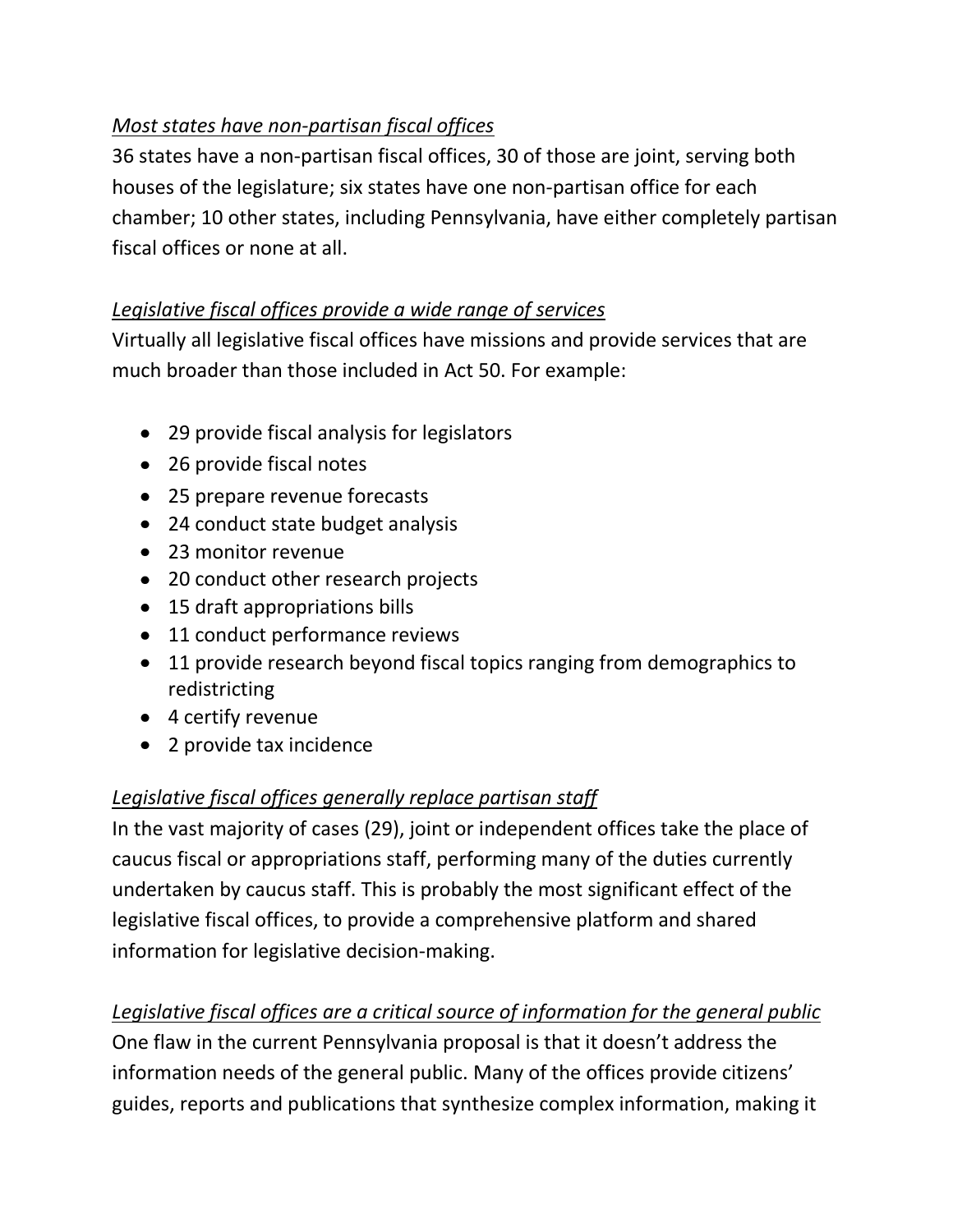*Most states have non-partisan fiscal offices*

36 states have a non-partisan fiscal offices, 30 of those are joint, serving both houses of the legislature; six states have one non-partisan office for each chamber; 10 other states, including Pennsylvania, have either completely partisan fiscal offices or none at all.

*Legislative fiscal offices provide a wide range of services*

Virtually all legislative fiscal offices have missions and provide services that are much broader than those included in Act 50. For example:

- 29 provide fiscal analysis for legislators
- 26 provide fiscal notes
- 25 prepare revenue forecasts
- 24 conduct state budget analysis
- 23 monitor revenue
- 20 conduct other research projects
- 15 draft appropriations bills
- 11 conduct performance reviews
- 11 provide research beyond fiscal topics ranging from demographics to redistricting
- 4 certify revenue
- 2 provide tax incidence

*Legislative fiscal offices generally replace partisan staff*

In the vast majority of cases (29), joint or independent offices take the place of caucus fiscal or appropriations staff, performing many of the duties currently undertaken by caucus staff. This is probably the most significant effect of the legislative fiscal offices, to provide a comprehensive platform and shared information for legislative decision-making.

*Legislative fiscal offices are a critical source of information for the general public*

One flaw in the current Pennsylvania proposal is that it doesn't address the information needs of the general public. Many of the offices provide citizens' guides, reports and publications that synthesize complex information, making it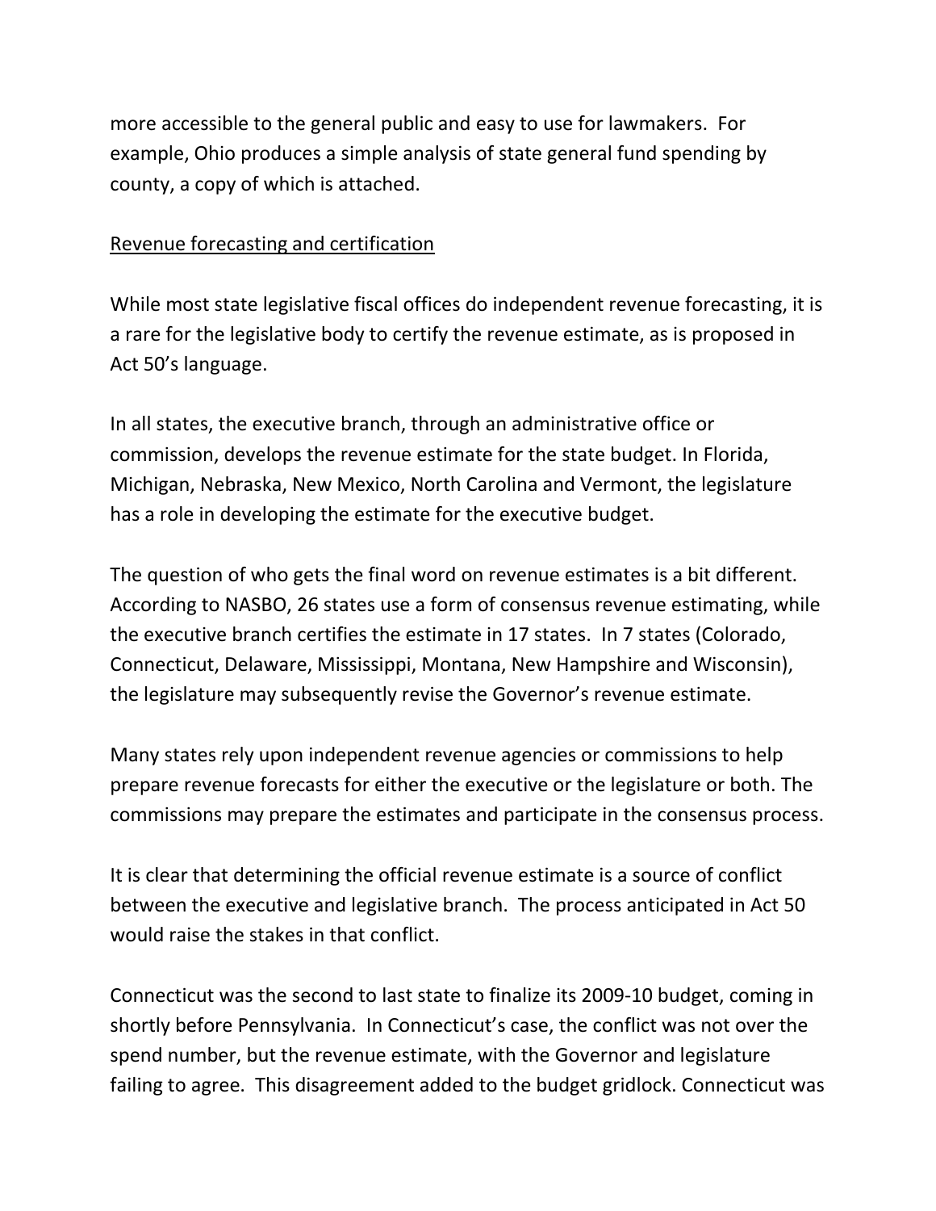more accessible to the general public and easy to use for lawmakers. For example, Ohio produces a simple analysis of state general fund spending by county, a copy of which is attached.

<u>Revenue forecasting and certification</u>

While most state legislative fiscal offices do independent revenue forecasting, it is a rare for the legislative body to certify the revenue estimate, as is proposed in Act 50's language.

In all states, the executive branch, through an administrative office or commission, develops the revenue estimate for the state budget. In Florida, Michigan, Nebraska, New Mexico, North Carolina and Vermont, the legislature has a role in developing the estimate for the executive budget.

The question of who gets the final word on revenue estimates is a bit different. According to NASBO, 26 states use a form of consensus revenue estimating, while the executive branch certifies the estimate in 17 states. In 7 states (Colorado, Connecticut, Delaware, Mississippi, Montana, New Hampshire and Wisconsin), the legislature may subsequently revise the Governor's revenue estimate.

Many states rely upon independent revenue agencies or commissions to help prepare revenue forecasts for either the executive or the legislature or both. The commissions may prepare the estimates and participate in the consensus process.

It is clear that determining the official revenue estimate is a source of conflict between the executive and legislative branch. The process anticipated in Act 50 would raise the stakes in that conflict.

Connecticut was the second to last state to finalize its 2009-10 budget, coming in shortly before Pennsylvania. In Connecticut's case, the conflict was not over the spend number, but the revenue estimate, with the Governor and legislature failing to agree. This disagreement added to the budget gridlock. Connecticut was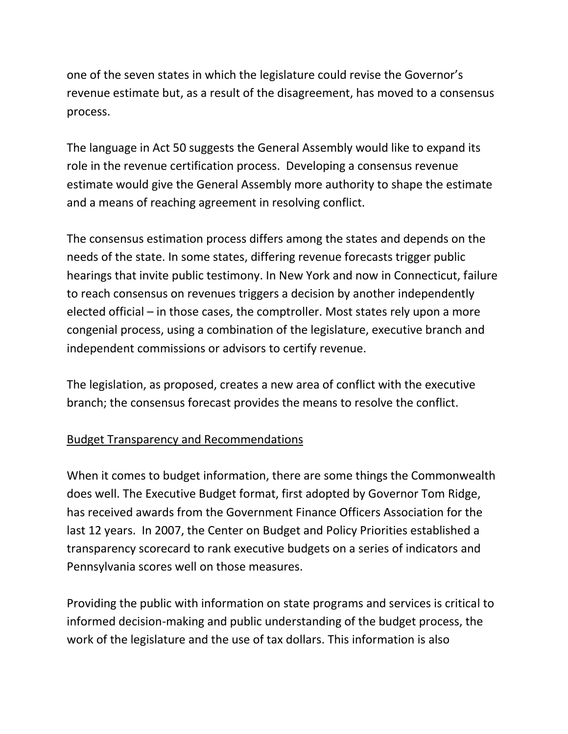one of the seven states in which the legislature could revise the Governor's revenue estimate but, as a result of the disagreement, has moved to a consensus process.

The language in Act 50 suggests the General Assembly would like to expand its role in the revenue certification process. Developing a consensus revenue estimate would give the General Assembly more authority to shape the estimate and a means of reaching agreement in resolving conflict.

The consensus estimation process differs among the states and depends on the needs of the state. In some states, differing revenue forecasts trigger public hearings that invite public testimony. In New York and now in Connecticut, failure to reach consensus on revenues triggers a decision by another independently elected official – in those cases, the comptroller. Most states rely upon a more congenial process, using a combination of the legislature, executive branch and independent commissions or advisors to certify revenue.

The legislation, as proposed, creates a new area of conflict with the executive branch; the consensus forecast provides the means to resolve the conflict.

## Budget Transparency and Recommendations

When it comes to budget information, there are some things the Commonwealth does well. The Executive Budget format, first adopted by Governor Tom Ridge, has received awards from the Government Finance Officers Association for the last 12 years. In 2007, the Center on Budget and Policy Priorities established a transparency scorecard to rank executive budgets on a series of indicators and Pennsylvania scores well on those measures.

Providing the public with information on state programs and services is critical to informed decision-making and public understanding of the budget process, the work of the legislature and the use of tax dollars. This information is also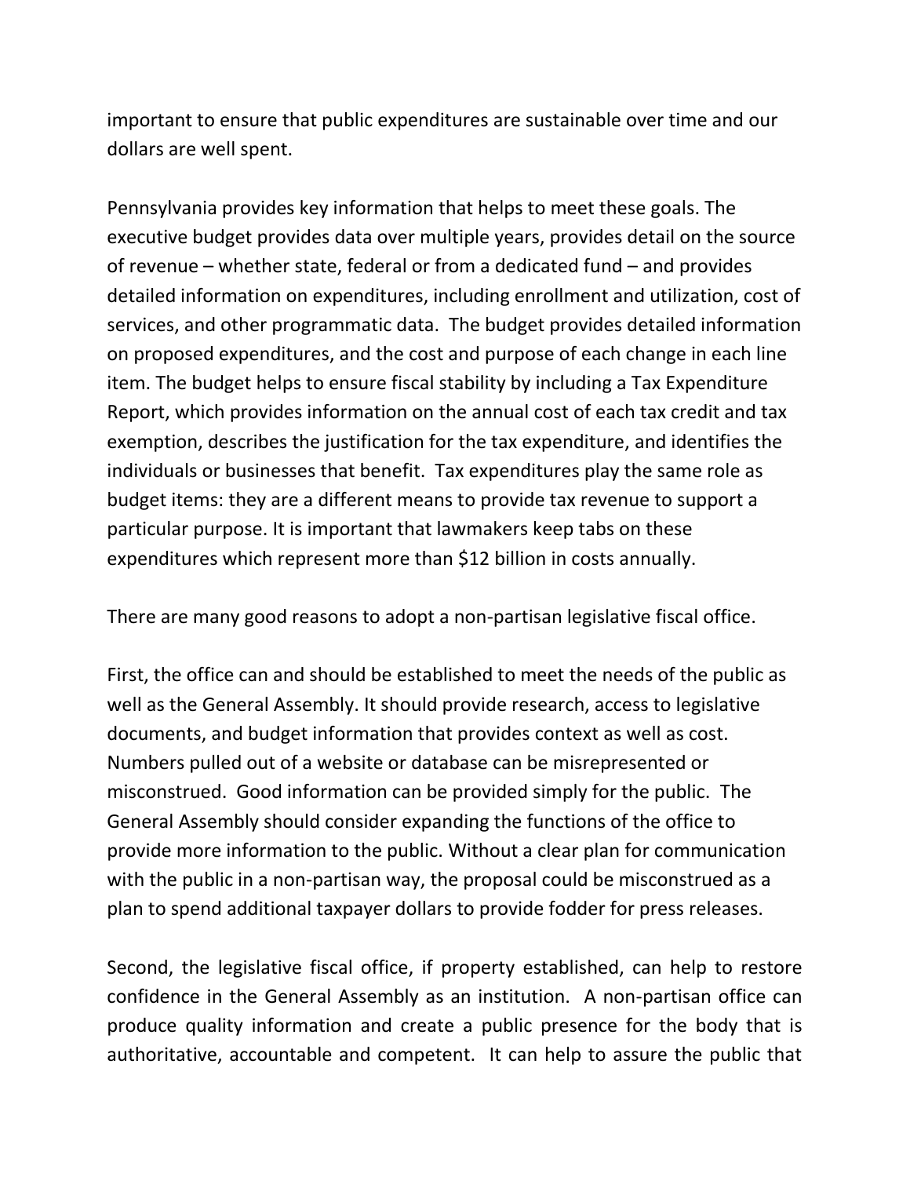important to ensure that public expenditures are sustainable over time and our dollars are well spent.

Pennsylvania provides key information that helps to meet these goals. The executive budget provides data over multiple years, provides detail on the source of revenue – whether state, federal or from a dedicated fund – and provides detailed information on expenditures, including enrollment and utilization, cost of services, and other programmatic data. The budget provides detailed information on proposed expenditures, and the cost and purpose of each change in each line item. The budget helps to ensure fiscal stability by including a Tax Expenditure Report, which provides information on the annual cost of each tax credit and tax exemption, describes the justification for the tax expenditure, and identifies the individuals or businesses that benefit. Tax expenditures play the same role as budget items: they are a different means to provide tax revenue to support a particular purpose. It is important that lawmakers keep tabs on these expenditures which represent more than $12 billion in costs annually.

There are many good reasons to adopt a non-partisan legislative fiscal office.

First, the office can and should be established to meet the needs of the public as well as the General Assembly. It should provide research, access to legislative documents, and budget information that provides context as well as cost. Numbers pulled out of a website or database can be misrepresented or misconstrued. Good information can be provided simply for the public. The General Assembly should consider expanding the functions of the office to provide more information to the public. Without a clear plan for communication with the public in a non-partisan way, the proposal could be misconstrued as a plan to spend additional taxpayer dollars to provide fodder for press releases.

Second, the legislative fiscal office, if property established, can help to restore confidence in the General Assembly as an institution. A non-partisan office can produce quality information and create a public presence for the body that is authoritative, accountable and competent. It can help to assure the public that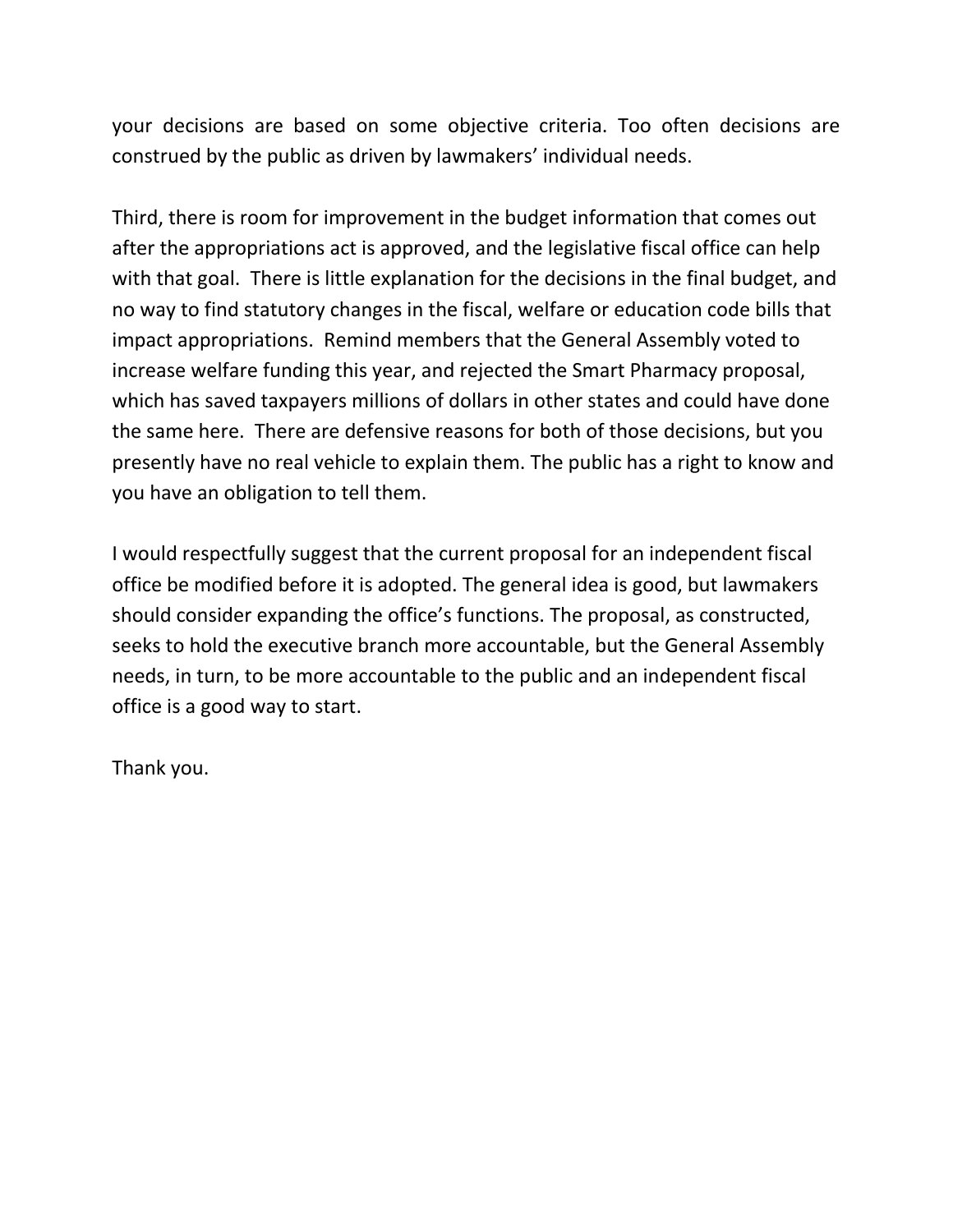your decisions are based on some objective criteria. Too often decisions are construed by the public as driven by lawmakers' individual needs.

Third, there is room for improvement in the budget information that comes out after the appropriations act is approved, and the legislative fiscal office can help with that goal. There is little explanation for the decisions in the final budget, and no way to find statutory changes in the fiscal, welfare or education code bills that impact appropriations. Remind members that the General Assembly voted to increase welfare funding this year, and rejected the Smart Pharmacy proposal, which has saved taxpayers millions of dollars in other states and could have done the same here. There are defensive reasons for both of those decisions, but you presently have no real vehicle to explain them. The public has a right to know and you have an obligation to tell them.

I would respectfully suggest that the current proposal for an independent fiscal office be modified before it is adopted. The general idea is good, but lawmakers should consider expanding the office's functions. The proposal, as constructed, seeks to hold the executive branch more accountable, but the General Assembly needs, in turn, to be more accountable to the public and an independent fiscal office is a good way to start.

Thank you.